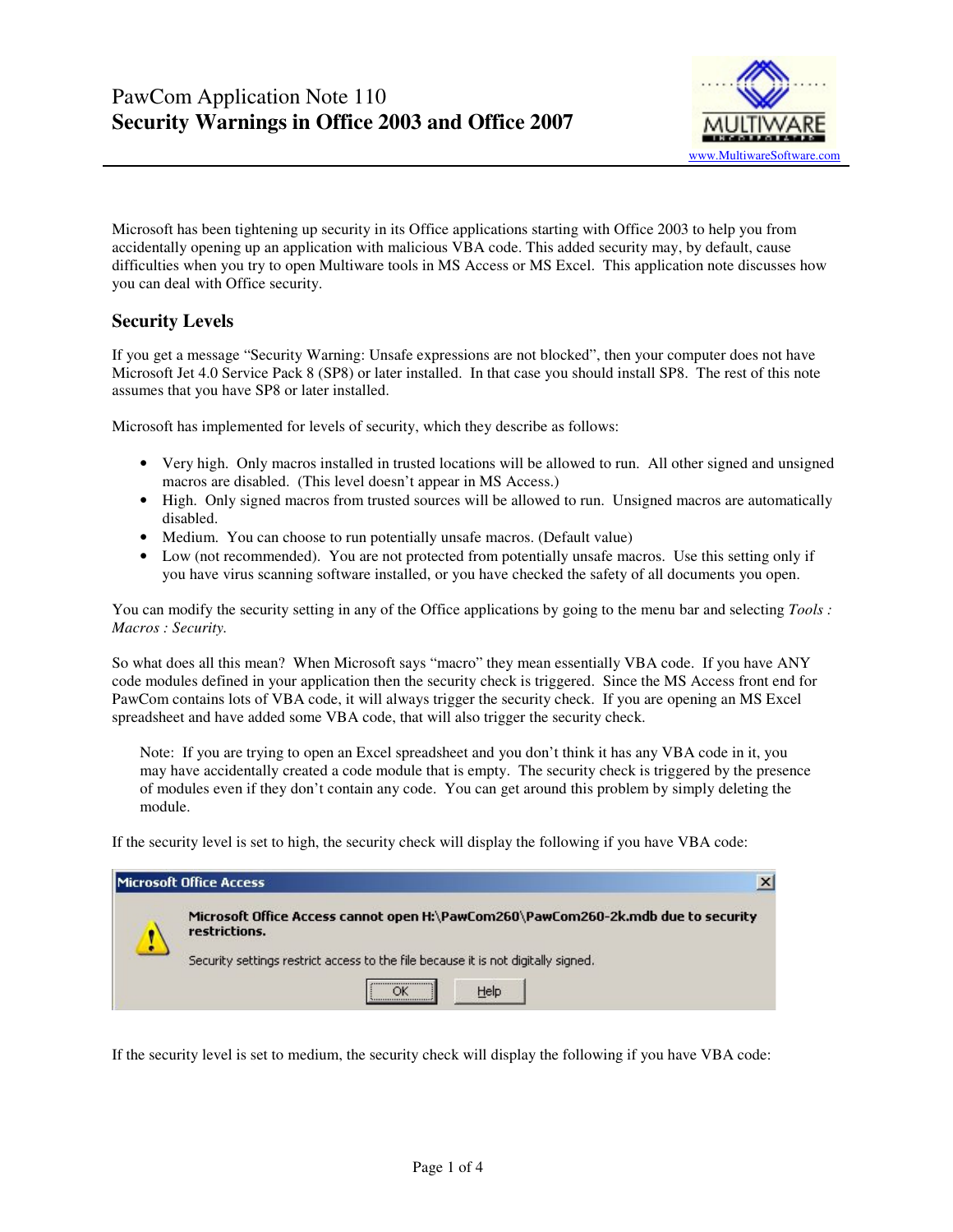# PawCom Application Note 110
## Security Warnings in Office 2003 and Office 2007

www.MultiwareSoftware.com

Microsoft has been tightening up security in its Office applications starting with Office 2003 to help you from accidentally opening up an application with malicious VBA code. This added security may, by default, cause difficulties when you try to open Multiware tools in MS Access or MS Excel. This application note discusses how you can deal with Office security.

### Security Levels

If you get a message "Security Warning: Unsafe expressions are not blocked", then your computer does not have Microsoft Jet 4.0 Service Pack 8 (SP8) or later installed. In that case you should install SP8. The rest of this note assumes that you have SP8 or later installed.

Microsoft has implemented for levels of security, which they describe as follows:

- Very high. Only macros installed in trusted locations will be allowed to run. All other signed and unsigned macros are disabled. (This level doesn't appear in MS Access.)
- High. Only signed macros from trusted sources will be allowed to run. Unsigned macros are automatically disabled.
- Medium. You can choose to run potentially unsafe macros. (Default value)
- Low (not recommended). You are not protected from potentially unsafe macros. Use this setting only if you have virus scanning software installed, or you have checked the safety of all documents you open.

You can modify the security setting in any of the Office applications by going to the menu bar and selecting *Tools : Macros : Security.*

So what does all this mean? When Microsoft says "macro" they mean essentially VBA code. If you have ANY code modules defined in your application then the security check is triggered. Since the MS Access front end for PawCom contains lots of VBA code, it will always trigger the security check. If you are opening an MS Excel spreadsheet and have added some VBA code, that will also trigger the security check.

> Note: If you are trying to open an Excel spreadsheet and you don't think it has any VBA code in it, you may have accidentally created a code module that is empty. The security check is triggered by the presence of modules even if they don't contain any code. You can get around this problem by simply deleting the module.

If the security level is set to high, the security check will display the following if you have VBA code:

> **Microsoft Office Access**
>
> **Microsoft Office Access cannot open H:\PawCom260\PawCom260-2k.mdb due to security restrictions.**
>
> Security settings restrict access to the file because it is not digitally signed.
>
> [OK] [Help]

If the security level is set to medium, the security check will display the following if you have VBA code: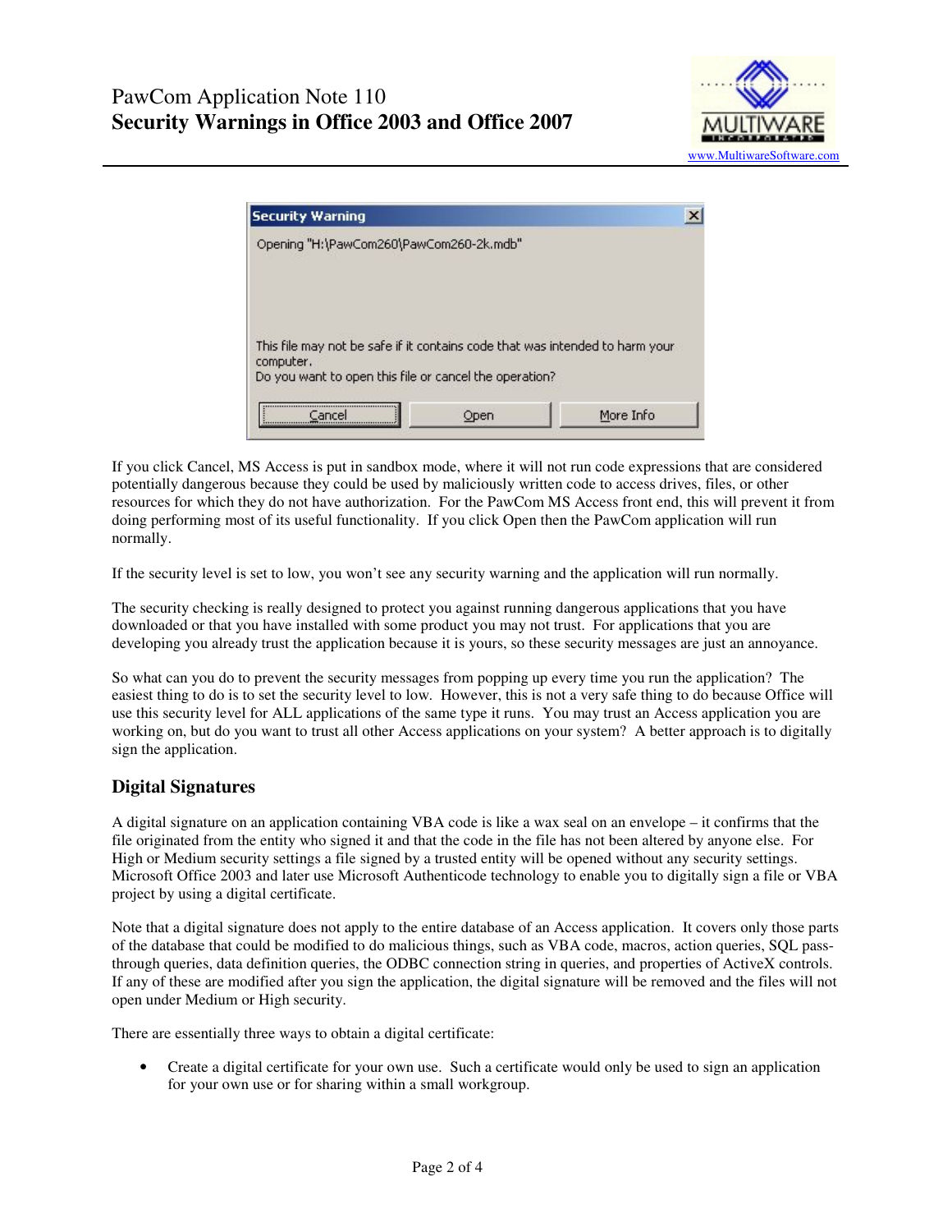If you click Cancel, MS Access is put in sandbox mode, where it will not run code expressions that are considered potentially dangerous because they could be used by maliciously written code to access drives, files, or other resources for which they do not have authorization. For the PawCom MS Access front end, this will prevent it from doing performing most of its useful functionality. If you click Open then the PawCom application will run normally.

If the security level is set to low, you won't see any security warning and the application will run normally.

The security checking is really designed to protect you against running dangerous applications that you have downloaded or that you have installed with some product you may not trust. For applications that you are developing you already trust the application because it is yours, so these security messages are just an annoyance.

So what can you do to prevent the security messages from popping up every time you run the application? The easiest thing to do is to set the security level to low. However, this is not a very safe thing to do because Office will use this security level for ALL applications of the same type it runs. You may trust an Access application you are working on, but do you want to trust all other Access applications on your system? A better approach is to digitally sign the application.

## Digital Signatures

A digital signature on an application containing VBA code is like a wax seal on an envelope – it confirms that the file originated from the entity who signed it and that the code in the file has not been altered by anyone else. For High or Medium security settings a file signed by a trusted entity will be opened without any security settings. Microsoft Office 2003 and later use Microsoft Authenticode technology to enable you to digitally sign a file or VBA project by using a digital certificate.

Note that a digital signature does not apply to the entire database of an Access application. It covers only those parts of the database that could be modified to do malicious things, such as VBA code, macros, action queries, SQL pass-through queries, data definition queries, the ODBC connection string in queries, and properties of ActiveX controls. If any of these are modified after you sign the application, the digital signature will be removed and the files will not open under Medium or High security.

There are essentially three ways to obtain a digital certificate:

- Create a digital certificate for your own use. Such a certificate would only be used to sign an application for your own use or for sharing within a small workgroup.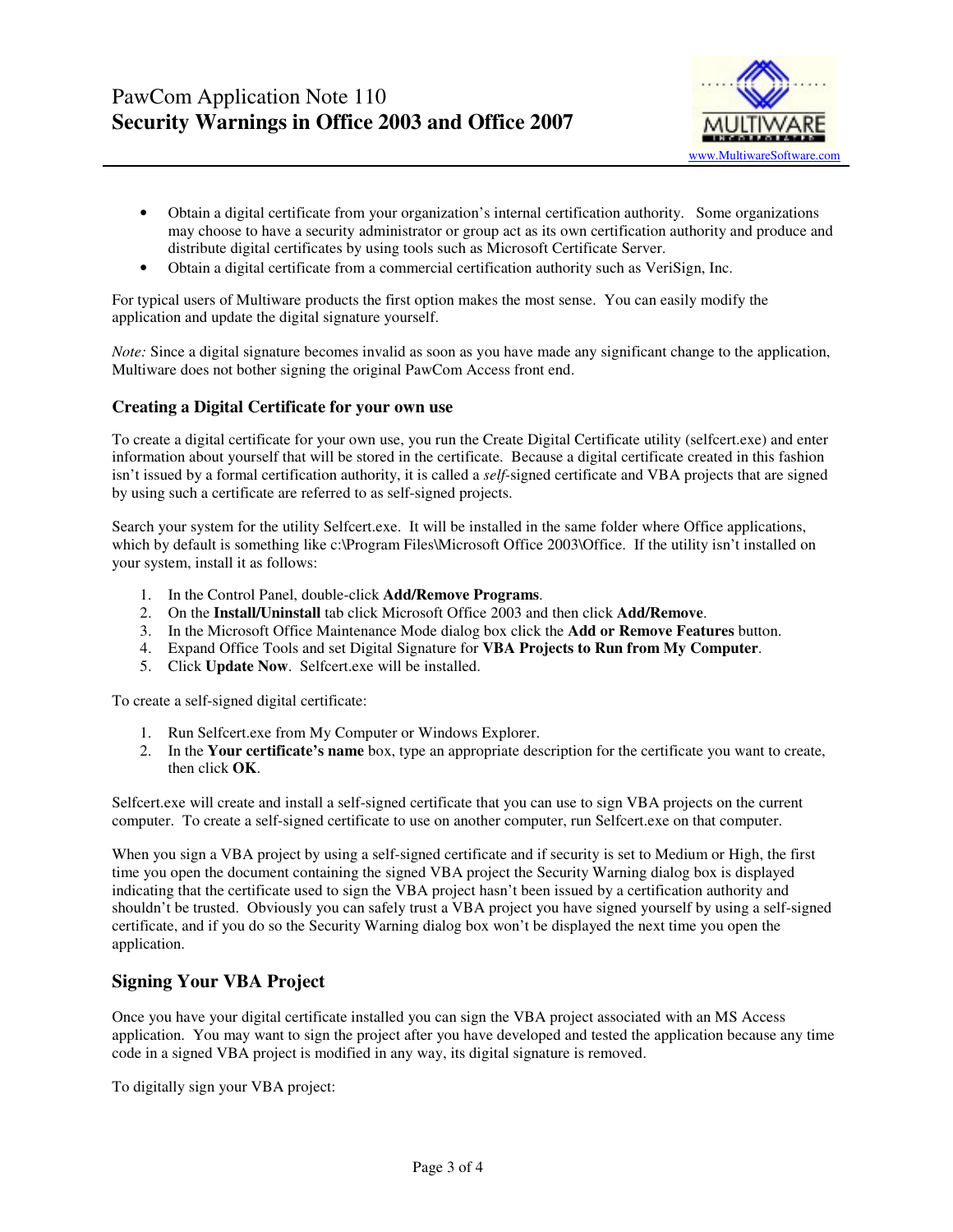- Obtain a digital certificate from your organization's internal certification authority. Some organizations may choose to have a security administrator or group act as its own certification authority and produce and distribute digital certificates by using tools such as Microsoft Certificate Server.
- Obtain a digital certificate from a commercial certification authority such as VeriSign, Inc.

For typical users of Multiware products the first option makes the most sense. You can easily modify the application and update the digital signature yourself.

*Note:* Since a digital signature becomes invalid as soon as you have made any significant change to the application, Multiware does not bother signing the original PawCom Access front end.

### Creating a Digital Certificate for your own use

To create a digital certificate for your own use, you run the Create Digital Certificate utility (selfcert.exe) and enter information about yourself that will be stored in the certificate. Because a digital certificate created in this fashion isn't issued by a formal certification authority, it is called a *self*-signed certificate and VBA projects that are signed by using such a certificate are referred to as self-signed projects.

Search your system for the utility Selfcert.exe. It will be installed in the same folder where Office applications, which by default is something like c:\Program Files\Microsoft Office 2003\Office. If the utility isn't installed on your system, install it as follows:

1. In the Control Panel, double-click **Add/Remove Programs**.
2. On the **Install/Uninstall** tab click Microsoft Office 2003 and then click **Add/Remove**.
3. In the Microsoft Office Maintenance Mode dialog box click the **Add or Remove Features** button.
4. Expand Office Tools and set Digital Signature for **VBA Projects to Run from My Computer**.
5. Click **Update Now**. Selfcert.exe will be installed.

To create a self-signed digital certificate:

1. Run Selfcert.exe from My Computer or Windows Explorer.
2. In the **Your certificate's name** box, type an appropriate description for the certificate you want to create, then click **OK**.

Selfcert.exe will create and install a self-signed certificate that you can use to sign VBA projects on the current computer. To create a self-signed certificate to use on another computer, run Selfcert.exe on that computer.

When you sign a VBA project by using a self-signed certificate and if security is set to Medium or High, the first time you open the document containing the signed VBA project the Security Warning dialog box is displayed indicating that the certificate used to sign the VBA project hasn't been issued by a certification authority and shouldn't be trusted. Obviously you can safely trust a VBA project you have signed yourself by using a self-signed certificate, and if you do so the Security Warning dialog box won't be displayed the next time you open the application.

## Signing Your VBA Project

Once you have your digital certificate installed you can sign the VBA project associated with an MS Access application. You may want to sign the project after you have developed and tested the application because any time code in a signed VBA project is modified in any way, its digital signature is removed.

To digitally sign your VBA project: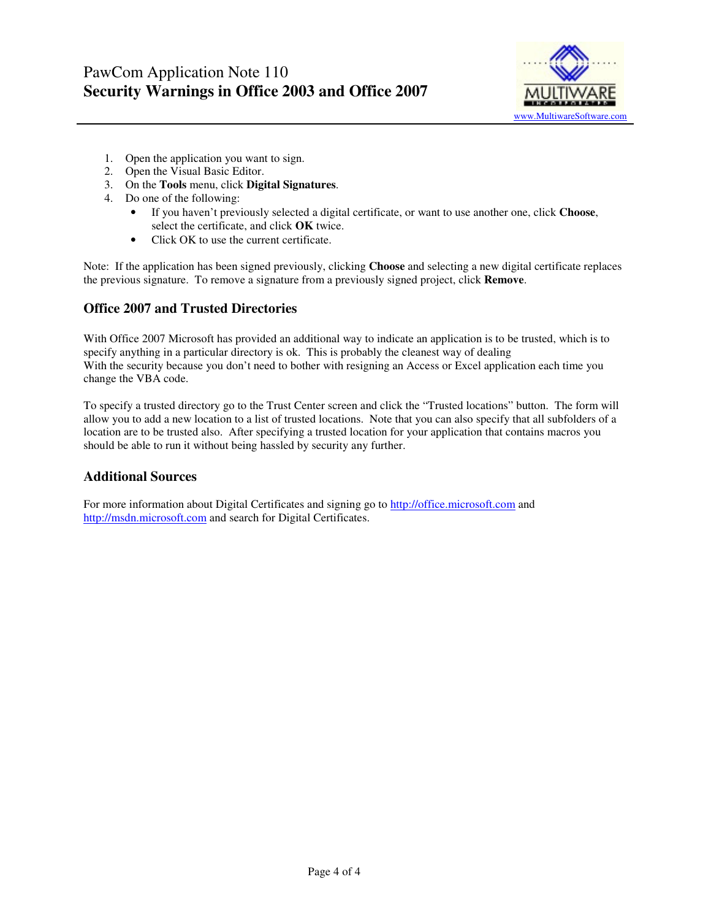1. Open the application you want to sign.
2. Open the Visual Basic Editor.
3. On the **Tools** menu, click **Digital Signatures**.
4. Do one of the following:
   - If you haven't previously selected a digital certificate, or want to use another one, click **Choose**, select the certificate, and click **OK** twice.
   - Click OK to use the current certificate.

Note: If the application has been signed previously, clicking **Choose** and selecting a new digital certificate replaces the previous signature. To remove a signature from a previously signed project, click **Remove**.

## Office 2007 and Trusted Directories

With Office 2007 Microsoft has provided an additional way to indicate an application is to be trusted, which is to specify anything in a particular directory is ok. This is probably the cleanest way of dealing
With the security because you don't need to bother with resigning an Access or Excel application each time you change the VBA code.

To specify a trusted directory go to the Trust Center screen and click the "Trusted locations" button. The form will allow you to add a new location to a list of trusted locations. Note that you can also specify that all subfolders of a location are to be trusted also. After specifying a trusted location for your application that contains macros you should be able to run it without being hassled by security any further.

## Additional Sources

For more information about Digital Certificates and signing go to http://office.microsoft.com and http://msdn.microsoft.com and search for Digital Certificates.